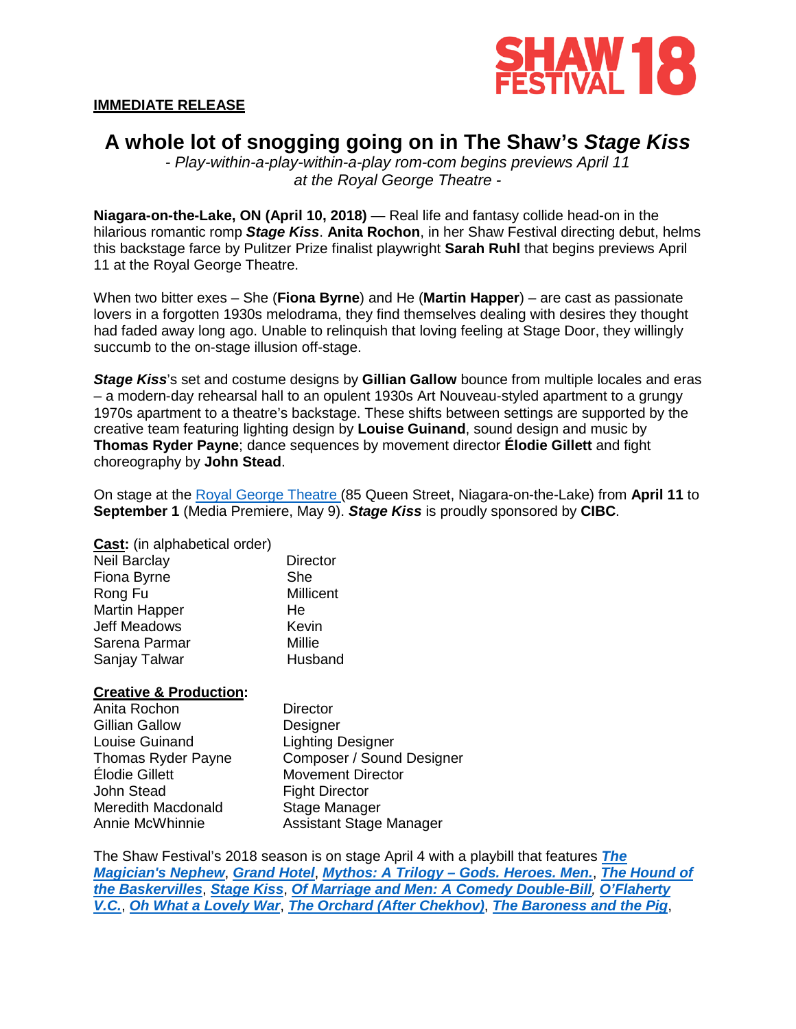SHAW FESTIVAL 18

**IMMEDIATE RELEASE**

# A whole lot of snogging going on in The Shaw's *Stage Kiss*

*- Play-within-a-play-within-a-play rom-com begins previews April 11 at the Royal George Theatre -*

**Niagara-on-the-Lake, ON (April 10, 2018)** — Real life and fantasy collide head-on in the hilarious romantic romp ***Stage Kiss***. **Anita Rochon**, in her Shaw Festival directing debut, helms this backstage farce by Pulitzer Prize finalist playwright **Sarah Ruhl** that begins previews April 11 at the Royal George Theatre.

When two bitter exes – She (**Fiona Byrne**) and He (**Martin Happer**) – are cast as passionate lovers in a forgotten 1930s melodrama, they find themselves dealing with desires they thought had faded away long ago. Unable to relinquish that loving feeling at Stage Door, they willingly succumb to the on-stage illusion off-stage.

***Stage Kiss***'s set and costume designs by **Gillian Gallow** bounce from multiple locales and eras – a modern-day rehearsal hall to an opulent 1930s Art Nouveau-styled apartment to a grungy 1970s apartment to a theatre's backstage. These shifts between settings are supported by the creative team featuring lighting design by **Louise Guinand**, sound design and music by **Thomas Ryder Payne**; dance sequences by movement director **Élodie Gillett** and fight choreography by **John Stead**.

On stage at the [Royal George Theatre ](85 Queen Street, Niagara-on-the-Lake) from **April 11** to **September 1** (Media Premiere, May 9). ***Stage Kiss*** is proudly sponsored by **CIBC**.

**Cast:** (in alphabetical order)

| | |
|---|---|
| Neil Barclay | Director |
| Fiona Byrne | She |
| Rong Fu | Millicent |
| Martin Happer | He |
| Jeff Meadows | Kevin |
| Sarena Parmar | Millie |
| Sanjay Talwar | Husband |

**Creative & Production:**

| | |
|---|---|
| Anita Rochon | Director |
| Gillian Gallow | Designer |
| Louise Guinand | Lighting Designer |
| Thomas Ryder Payne | Composer / Sound Designer |
| Élodie Gillett | Movement Director |
| John Stead | Fight Director |
| Meredith Macdonald | Stage Manager |
| Annie McWhinnie | Assistant Stage Manager |

The Shaw Festival's 2018 season is on stage April 4 with a playbill that features ***The Magician's Nephew***, ***Grand Hotel***, ***Mythos: A Trilogy – Gods. Heroes. Men.***, ***The Hound of the Baskervilles***, ***Stage Kiss***, ***Of Marriage and Men: A Comedy Double-Bill***, ***O'Flaherty V.C.***, ***Oh What a Lovely War***, ***The Orchard (After Chekhov)***, ***The Baroness and the Pig***,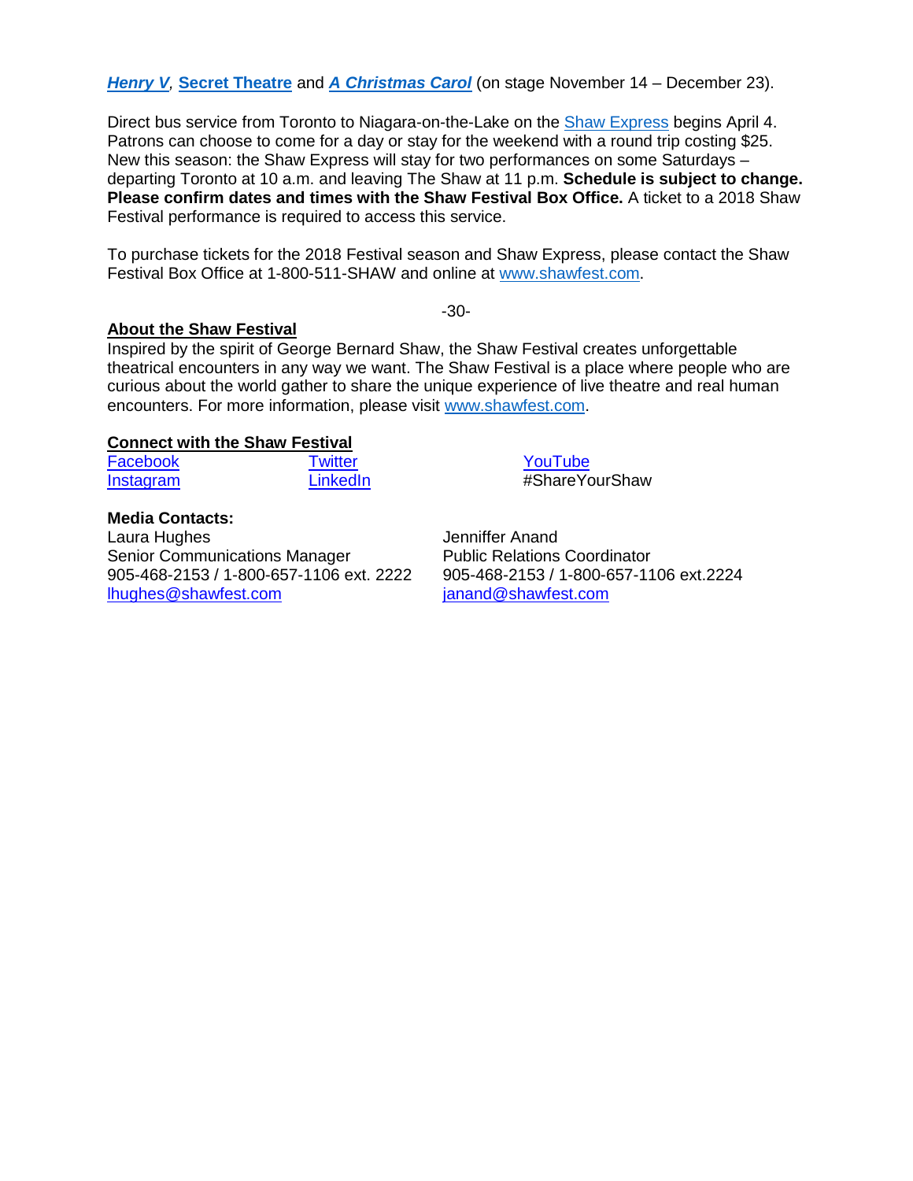***Henry V***, **Secret Theatre** and ***A Christmas Carol*** (on stage November 14 – December 23).

Direct bus service from Toronto to Niagara-on-the-Lake on the Shaw Express begins April 4. Patrons can choose to come for a day or stay for the weekend with a round trip costing $25. New this season: the Shaw Express will stay for two performances on some Saturdays – departing Toronto at 10 a.m. and leaving The Shaw at 11 p.m. **Schedule is subject to change. Please confirm dates and times with the Shaw Festival Box Office.** A ticket to a 2018 Shaw Festival performance is required to access this service.

To purchase tickets for the 2018 Festival season and Shaw Express, please contact the Shaw Festival Box Office at 1-800-511-SHAW and online at www.shawfest.com.

-30-

**About the Shaw Festival**

Inspired by the spirit of George Bernard Shaw, the Shaw Festival creates unforgettable theatrical encounters in any way we want. The Shaw Festival is a place where people who are curious about the world gather to share the unique experience of live theatre and real human encounters. For more information, please visit www.shawfest.com.

**Connect with the Shaw Festival**

Facebook
Twitter
YouTube
Instagram
LinkedIn
#ShareYourShaw

**Media Contacts:**

Laura Hughes
Senior Communications Manager
905-468-2153 / 1-800-657-1106 ext. 2222
lhughes@shawfest.com

Jenniffer Anand
Public Relations Coordinator
905-468-2153 / 1-800-657-1106 ext.2224
janand@shawfest.com